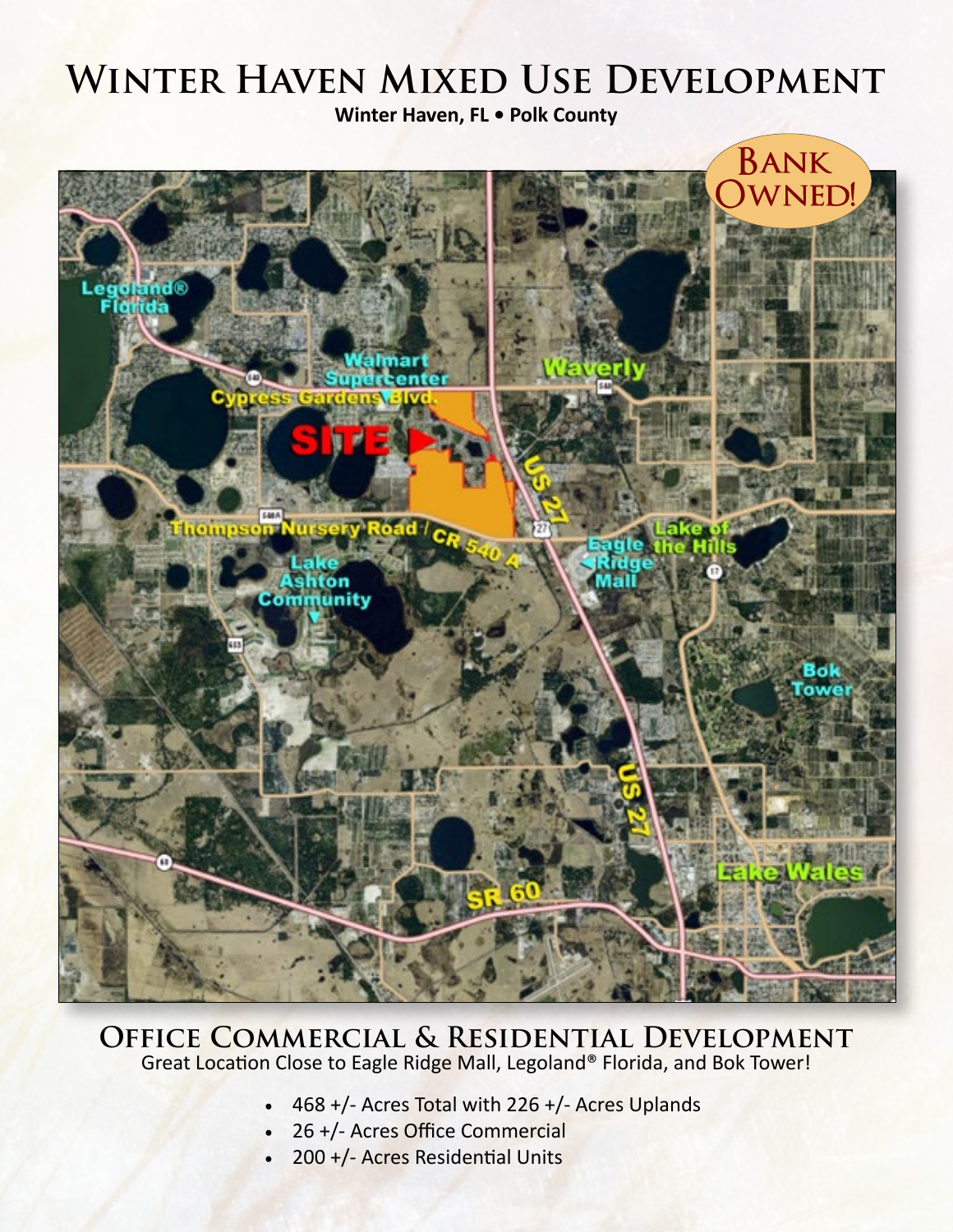# Winter Haven Mixed Use Development

**Winter Haven, FL • Polk County**

Bank Owned!

## Office Commercial & Residential Development

Great Location Close to Eagle Ridge Mall, Legoland® Florida, and Bok Tower!

- 468 +/- Acres Total with 226 +/- Acres Uplands
- 26 +/- Acres Office Commercial
- 200 +/- Acres Residential Units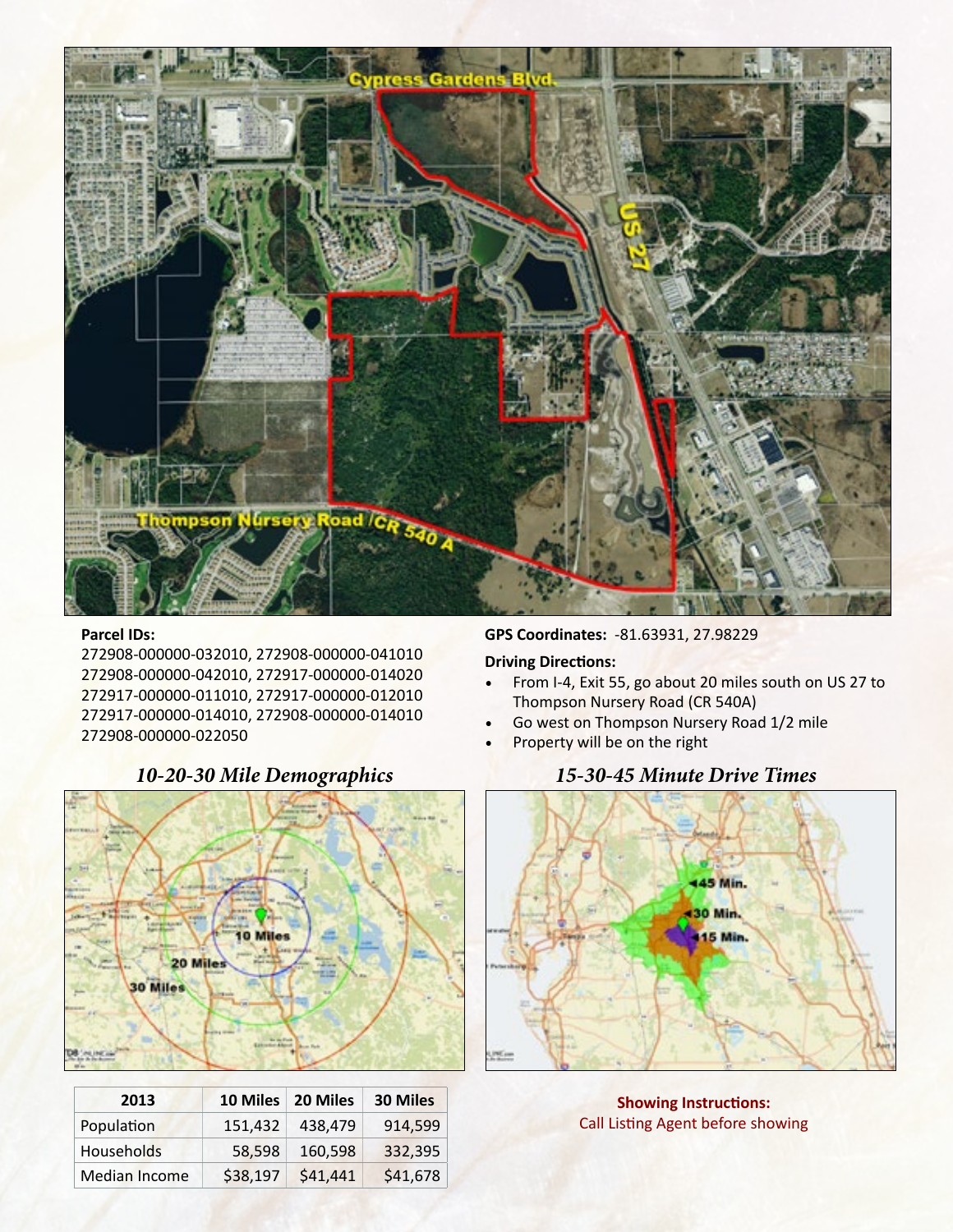**Parcel IDs:**
272908-000000-032010, 272908-000000-041010
272908-000000-042010, 272917-000000-014020
272917-000000-011010, 272917-000000-012010
272917-000000-014010, 272908-000000-014010
272908-000000-022050

**GPS Coordinates:** -81.63931, 27.98229

**Driving Directions:**

- From I-4, Exit 55, go about 20 miles south on US 27 to Thompson Nursery Road (CR 540A)
- Go west on Thompson Nursery Road 1/2 mile
- Property will be on the right

## *10-20-30 Mile Demographics*

| 2013 | 10 Miles | 20 Miles | 30 Miles |
|---|---|---|---|
| Population | 151,432 | 438,479 | 914,599 |
| Households | 58,598 | 160,598 | 332,395 |
| Median Income | $38,197 | $41,441 | $41,678 |

## *15-30-45 Minute Drive Times*

**Showing Instructions:**
Call Listing Agent before showing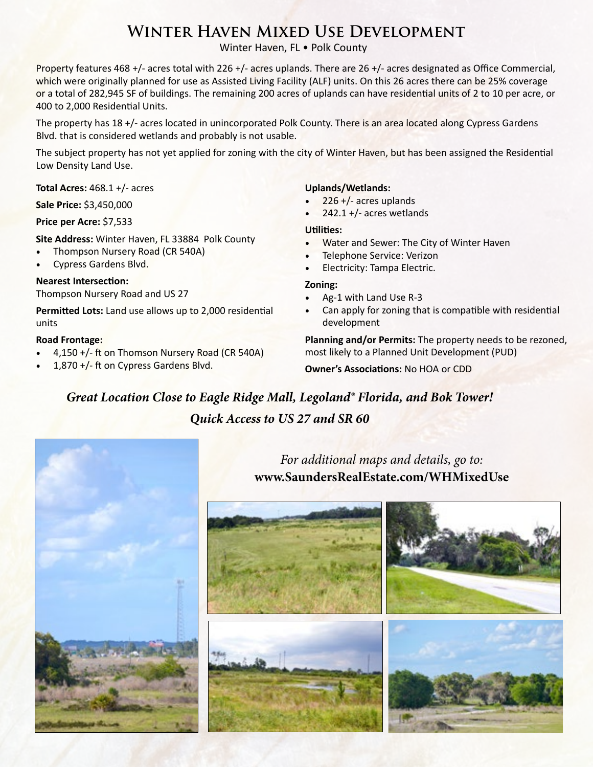# Winter Haven Mixed Use Development

Winter Haven, FL • Polk County

Property features 468 +/- acres total with 226 +/- acres uplands. There are 26 +/- acres designated as Office Commercial, which were originally planned for use as Assisted Living Facility (ALF) units. On this 26 acres there can be 25% coverage or a total of 282,945 SF of buildings. The remaining 200 acres of uplands can have residential units of 2 to 10 per acre, or 400 to 2,000 Residential Units.

The property has 18 +/- acres located in unincorporated Polk County. There is an area located along Cypress Gardens Blvd. that is considered wetlands and probably is not usable.

The subject property has not yet applied for zoning with the city of Winter Haven, but has been assigned the Residential Low Density Land Use.

**Total Acres:** 468.1 +/- acres

**Sale Price:** $3,450,000

**Price per Acre:** $7,533

**Site Address:** Winter Haven, FL 33884 Polk County

- Thompson Nursery Road (CR 540A)
- Cypress Gardens Blvd.

**Nearest Intersection:**
Thompson Nursery Road and US 27

**Permitted Lots:** Land use allows up to 2,000 residential units

**Road Frontage:**

- 4,150 +/- ft on Thomson Nursery Road (CR 540A)
- 1,870 +/- ft on Cypress Gardens Blvd.

**Uplands/Wetlands:**

- 226 +/- acres uplands
- 242.1 +/- acres wetlands

**Utilities:**

- Water and Sewer: The City of Winter Haven
- Telephone Service: Verizon
- Electricity: Tampa Electric.

**Zoning:**

- Ag-1 with Land Use R-3
- Can apply for zoning that is compatible with residential development

**Planning and/or Permits:** The property needs to be rezoned, most likely to a Planned Unit Development (PUD)

**Owner's Associations:** No HOA or CDD

***Great Location Close to Eagle Ridge Mall, Legoland® Florida, and Bok Tower!***

***Quick Access to US 27 and SR 60***

*For additional maps and details, go to:*
**www.SaundersRealEstate.com/WHMixedUse**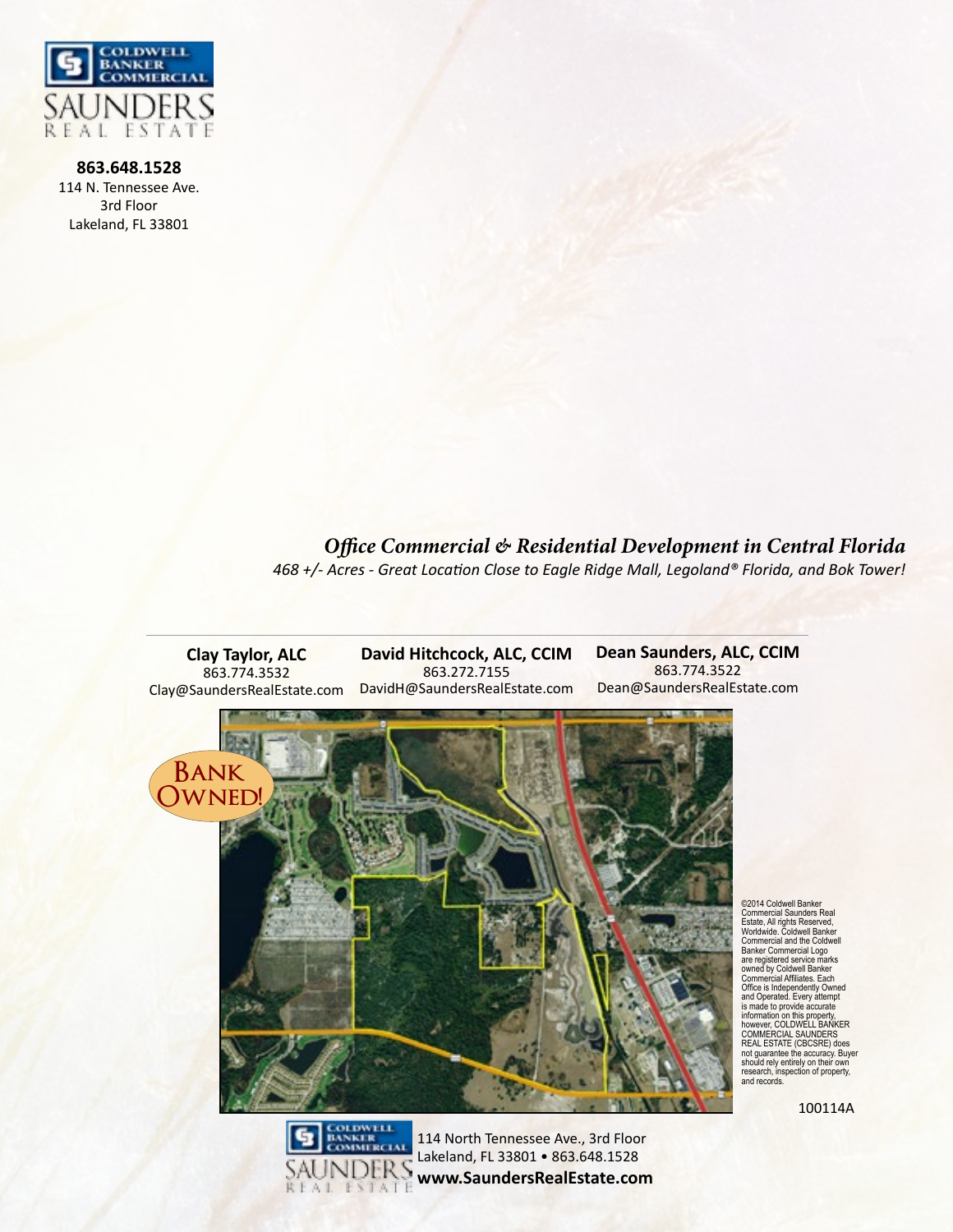COLDWELL BANKER COMMERCIAL

SAUNDERS REAL ESTATE

**863.648.1528**
114 N. Tennessee Ave.
3rd Floor
Lakeland, FL 33801

## *Office Commercial & Residential Development in Central Florida*

*468 +/- Acres - Great Location Close to Eagle Ridge Mall, Legoland® Florida, and Bok Tower!*

**Clay Taylor, ALC**
863.774.3532
Clay@SaundersRealEstate.com

**David Hitchcock, ALC, CCIM**
863.272.7155
DavidH@SaundersRealEstate.com

**Dean Saunders, ALC, CCIM**
863.774.3522
Dean@SaundersRealEstate.com

BANK OWNED!

©2014 Coldwell Banker Commercial Saunders Real Estate, All rights Reserved, Worldwide. Coldwell Banker Commercial and the Coldwell Banker Commercial Logo are registered service marks owned by Coldwell Banker Commercial Affiliates. Each Office is Independently Owned and Operated. Every attempt is made to provide accurate information on this property, however, COLDWELL BANKER COMMERCIAL SAUNDERS REAL ESTATE (CBCSRE) does not guarantee the accuracy. Buyer should rely entirely on their own research, inspection of property, and records.

100114A

COLDWELL BANKER COMMERCIAL SAUNDERS REAL ESTATE

114 North Tennessee Ave., 3rd Floor
Lakeland, FL 33801 • 863.648.1528
**www.SaundersRealEstate.com**